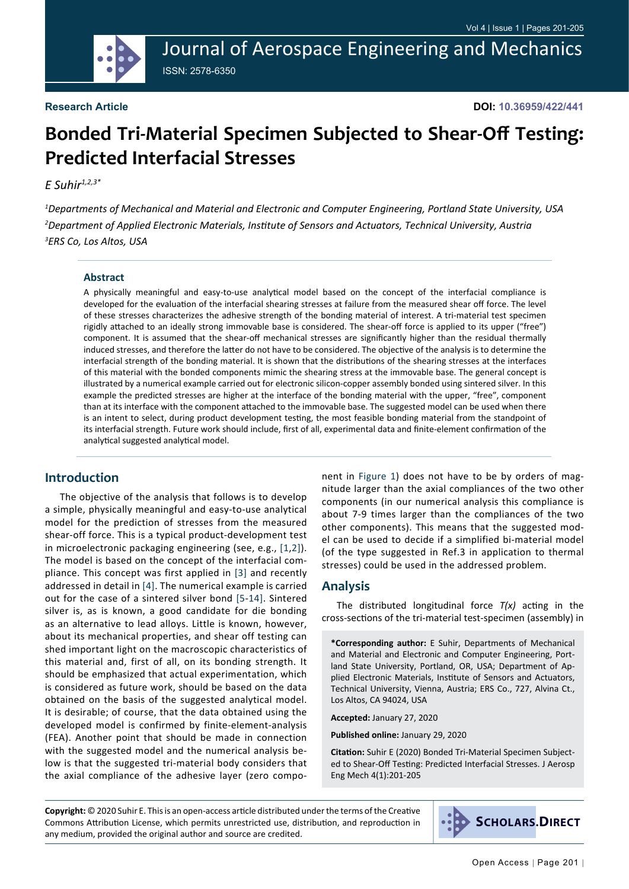Research Article

DOI: 10.36959/422/441

# Bonded Tri-Material Specimen Subjected to Shear-Off Testing: Predicted Interfacial Stresses

*E Suhir[1,2,3*]*

*[1]Departments of Mechanical and Material and Electronic and Computer Engineering, Portland State University, USA*
*[2]Department of Applied Electronic Materials, Institute of Sensors and Actuators, Technical University, Austria*
*[3]ERS Co, Los Altos, USA*

### Abstract

A physically meaningful and easy-to-use analytical model based on the concept of the interfacial compliance is developed for the evaluation of the interfacial shearing stresses at failure from the measured shear off force. The level of these stresses characterizes the adhesive strength of the bonding material of interest. A tri-material test specimen rigidly attached to an ideally strong immovable base is considered. The shear-off force is applied to its upper ("free") component. It is assumed that the shear-off mechanical stresses are significantly higher than the residual thermally induced stresses, and therefore the latter do not have to be considered. The objective of the analysis is to determine the interfacial strength of the bonding material. It is shown that the distributions of the shearing stresses at the interfaces of this material with the bonded components mimic the shearing stress at the immovable base. The general concept is illustrated by a numerical example carried out for electronic silicon-copper assembly bonded using sintered silver. In this example the predicted stresses are higher at the interface of the bonding material with the upper, "free", component than at its interface with the component attached to the immovable base. The suggested model can be used when there is an intent to select, during product development testing, the most feasible bonding material from the standpoint of its interfacial strength. Future work should include, first of all, experimental data and finite-element confirmation of the analytical suggested analytical model.

## Introduction

The objective of the analysis that follows is to develop a simple, physically meaningful and easy-to-use analytical model for the prediction of stresses from the measured shear-off force. This is a typical product-development test in microelectronic packaging engineering (see, e.g., [1,2]). The model is based on the concept of the interfacial compliance. This concept was first applied in [3] and recently addressed in detail in [4]. The numerical example is carried out for the case of a sintered silver bond [5-14]. Sintered silver is, as is known, a good candidate for die bonding as an alternative to lead alloys. Little is known, however, about its mechanical properties, and shear off testing can shed important light on the macroscopic characteristics of this material and, first of all, on its bonding strength. It should be emphasized that actual experimentation, which is considered as future work, should be based on the data obtained on the basis of the suggested analytical model. It is desirable; of course, that the data obtained using the developed model is confirmed by finite-element-analysis (FEA). Another point that should be made in connection with the suggested model and the numerical analysis below is that the suggested tri-material body considers that the axial compliance of the adhesive layer (zero component in Figure 1) does not have to be by orders of magnitude larger than the axial compliances of the two other components (in our numerical analysis this compliance is about 7-9 times larger than the compliances of the two other components). This means that the suggested model can be used to decide if a simplified bi-material model (of the type suggested in Ref.3 in application to thermal stresses) could be used in the addressed problem.

## Analysis

The distributed longitudinal force $T(x)$ acting in the cross-sections of the tri-material test-specimen (assembly) in

**\*Corresponding author:** E Suhir, Departments of Mechanical and Material and Electronic and Computer Engineering, Portland State University, Portland, OR, USA; Department of Applied Electronic Materials, Institute of Sensors and Actuators, Technical University, Vienna, Austria; ERS Co., 727, Alvina Ct., Los Altos, CA 94024, USA

**Accepted:** January 27, 2020

**Published online:** January 29, 2020

**Citation:** Suhir E (2020) Bonded Tri-Material Specimen Subjected to Shear-Off Testing: Predicted Interfacial Stresses. J Aerosp Eng Mech 4(1):201-205

**Copyright:** © 2020 Suhir E. This is an open-access article distributed under the terms of the Creative Commons Attribution License, which permits unrestricted use, distribution, and reproduction in any medium, provided the original author and source are credited.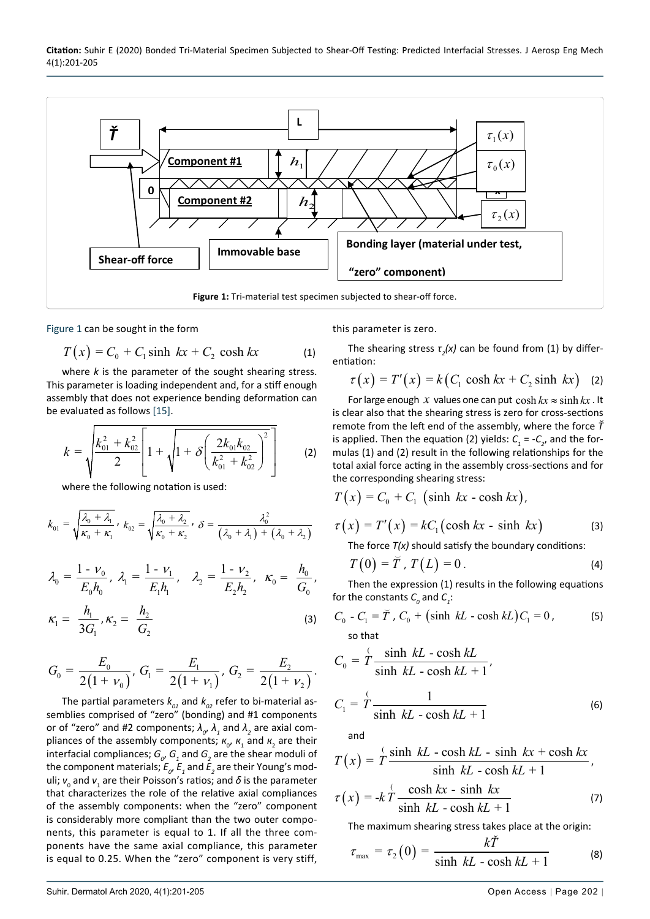Ť

L

$\tau_1(x)$

Component #1

$h_1$

$\tau_0(x)$

0

Component #2

$h_2$

x

$\tau_2(x)$

Shear-off force

Immovable base

Bonding layer (material under test, "zero" component)

**Figure 1:** Tri-material test specimen subjected to shear-off force.

Figure 1 can be sought in the form

$$T(x) = C_0 + C_1 \sinh kx + C_2 \cosh kx \tag{1}$$

where $k$ is the parameter of the sought shearing stress. This parameter is loading independent and, for a stiff enough assembly that does not experience bending deformation can be evaluated as follows [15].

$$k = \sqrt{\frac{k_{01}^2 + k_{02}^2}{2}\left[1 + \sqrt{1 + \delta\left(\frac{2k_{01}k_{02}}{k_{01}^2 + k_{02}^2}\right)^2}\right]} \tag{2}$$

where the following notation is used:

$$k_{01} = \sqrt{\frac{\lambda_0 + \lambda_1}{\kappa_0 + \kappa_1}},\ k_{02} = \sqrt{\frac{\lambda_0 + \lambda_2}{\kappa_0 + \kappa_2}},\ \delta = \frac{\lambda_0^2}{(\lambda_0 + \lambda_1) + (\lambda_0 + \lambda_2)}$$

$$\lambda_0 = \frac{1 - \nu_0}{E_0 h_0},\ \lambda_1 = \frac{1 - \nu_1}{E_1 h_1},\ \ \lambda_2 = \frac{1 - \nu_2}{E_2 h_2},\ \ \kappa_0 = \frac{h_0}{G_0},$$

$$\kappa_1 = \frac{h_1}{3G_1}, \kappa_2 = \frac{h_2}{G_2} \tag{3}$$

$$G_0 = \frac{E_0}{2(1 + \nu_0)},\ G_1 = \frac{E_1}{2(1 + \nu_1)},\ G_2 = \frac{E_2}{2(1 + \nu_2)}.$$

The partial parameters $k_{01}$ and $k_{02}$ refer to bi-material assemblies comprised of "zero" (bonding) and #1 components or of "zero" and #2 components; $\lambda_0$, $\lambda_1$ and $\lambda_2$ are axial compliances of the assembly components; $\kappa_0$, $\kappa_1$ and $\kappa_2$ are their interfacial compliances; $G_0$, $G_1$ and $G_2$ are the shear moduli of the component materials; $E_0$, $E_1$ and $E_2$ are their Young's moduli; $\nu_0$ and $\nu_1$ are their Poisson's ratios; and $\delta$ is the parameter that characterizes the role of the relative axial compliances of the assembly components: when the "zero" component is considerably more compliant than the two outer components, this parameter is equal to 1. If all the three components have the same axial compliance, this parameter is equal to 0.25. When the "zero" component is very stiff, this parameter is zero.

The shearing stress $\tau_2(x)$ can be found from (1) by differentiation:

$$\tau(x) = T'(x) = k(C_1 \cosh kx + C_2 \sinh kx) \tag{2}$$

For large enough $x$ values one can put $\cosh kx \approx \sinh kx$. It is clear also that the shearing stress is zero for cross-sections remote from the left end of the assembly, where the force $\breve{T}$ is applied. Then the equation (2) yields: $C_1 = -C_2$, and the formulas (1) and (2) result in the following relationships for the total axial force acting in the assembly cross-sections and for the corresponding shearing stress:

$$T(x) = C_0 + C_1 (\sinh kx - \cosh kx),$$

$$\tau(x) = T'(x) = kC_1(\cosh kx - \sinh kx) \tag{3}$$

The force $T(x)$ should satisfy the boundary conditions:

$$T(0) = \breve{T},\ T(L) = 0. \tag{4}$$

Then the expression (1) results in the following equations for the constants $C_0$ and $C_1$:

$$C_0 - C_1 = \breve{T},\ C_0 + (\sinh kL - \cosh kL)C_1 = 0, \tag{5}$$

so that

$$C_0 = \breve{T}\frac{\sinh kL - \cosh kL}{\sinh kL - \cosh kL + 1},$$

$$C_1 = \breve{T}\frac{1}{\sinh kL - \cosh kL + 1} \tag{6}$$

and

$$T(x) = \breve{T}\frac{\sinh kL - \cosh kL - \sinh kx + \cosh kx}{\sinh kL - \cosh kL + 1},$$

$$\tau(x) = -k\breve{T}\frac{\cosh kx - \sinh kx}{\sinh kL - \cosh kL + 1} \tag{7}$$

The maximum shearing stress takes place at the origin:

$$\tau_{\max} = \tau_2(0) = \frac{k\breve{T}}{\sinh kL - \cosh kL + 1} \tag{8}$$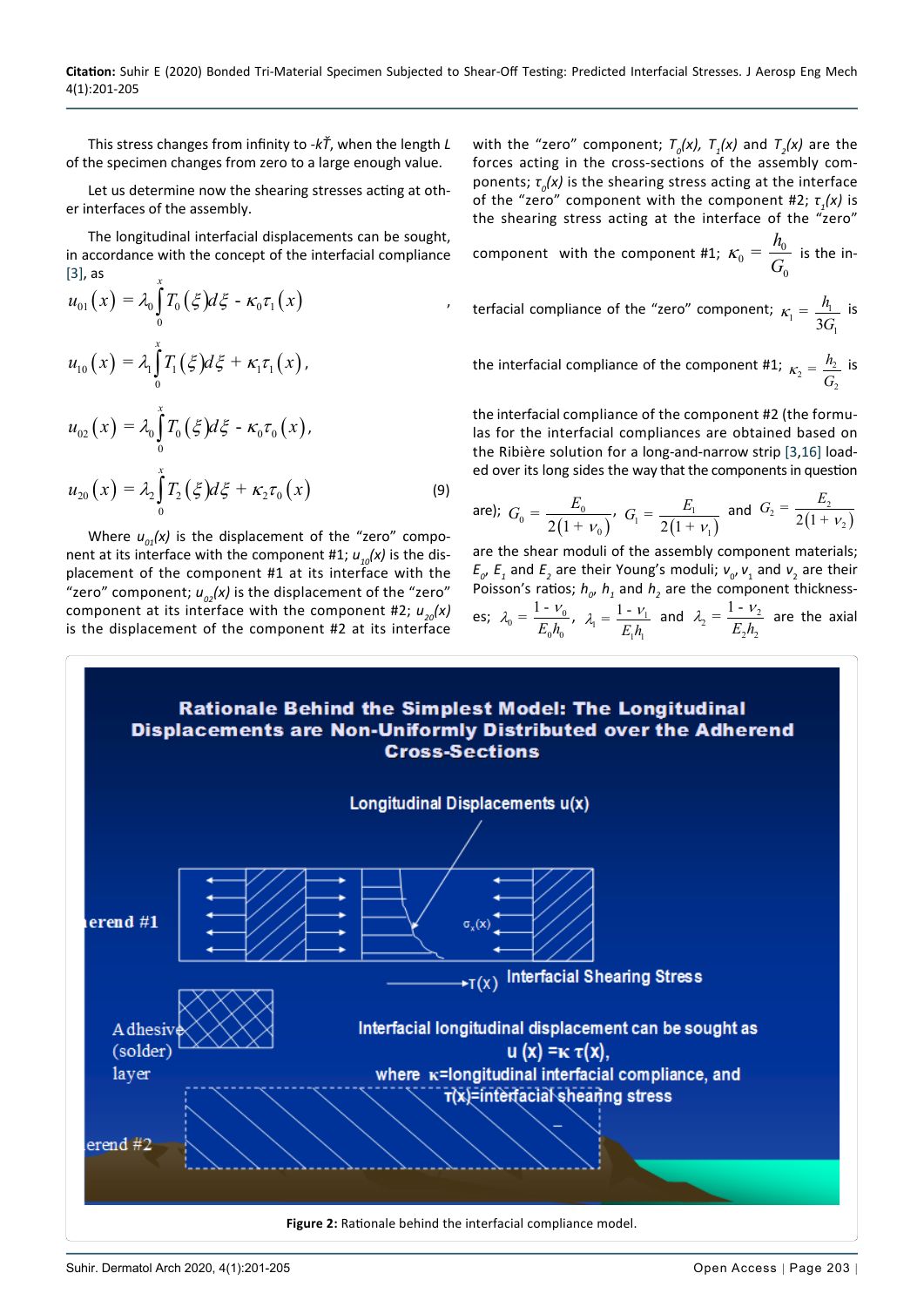This stress changes from infinity to $-k\hat{T}$, when the length $L$ of the specimen changes from zero to a large enough value.

Let us determine now the shearing stresses acting at other interfaces of the assembly.

The longitudinal interfacial displacements can be sought, in accordance with the concept of the interfacial compliance [3], as

$$u_{01}(x) = \lambda_0 \int_0^x T_0(\xi)d\xi - \kappa_0 \tau_1(x),$$

$$u_{10}(x) = \lambda_1 \int_0^x T_1(\xi)d\xi + \kappa_1 \tau_1(x),$$

$$u_{02}(x) = \lambda_0 \int_0^x T_0(\xi)d\xi - \kappa_0 \tau_0(x),$$

$$u_{20}(x) = \lambda_2 \int_0^x T_2(\xi)d\xi + \kappa_2 \tau_0(x) \quad (9)$$

Where $u_{01}(x)$ is the displacement of the "zero" component at its interface with the component #1; $u_{10}(x)$ is the displacement of the component #1 at its interface with the "zero" component; $u_{02}(x)$ is the displacement of the "zero" component at its interface with the component #2; $u_{20}(x)$ is the displacement of the component #2 at its interface with the "zero" component; $T_0(x)$, $T_1(x)$ and $T_2(x)$ are the forces acting in the cross-sections of the assembly components; $\tau_0(x)$ is the shearing stress acting at the interface of the "zero" component with the component #2; $\tau_1(x)$ is the shearing stress acting at the interface of the "zero" component with the component #1; $\kappa_0 = \frac{h_0}{G_0}$ is the interfacial compliance of the "zero" component; $\kappa_1 = \frac{h_1}{3G_1}$ is the interfacial compliance of the component #1; $\kappa_2 = \frac{h_2}{G_2}$ is the interfacial compliance of the component #2 (the formulas for the interfacial compliances are obtained based on the Ribière solution for a long-and-narrow strip [3,16] loaded over its long sides the way that the components in question are); $G_0 = \frac{E_0}{2(1+\nu_0)}$, $G_1 = \frac{E_1}{2(1+\nu_1)}$ and $G_2 = \frac{E_2}{2(1+\nu_2)}$ are the shear moduli of the assembly component materials; $E_0$, $E_1$ and $E_2$ are their Young's moduli; $\nu_0$, $\nu_1$ and $\nu_2$ are their Poisson's ratios; $h_0$, $h_1$ and $h_2$ are the component thicknesses; $\lambda_0 = \frac{1-\nu_0}{E_0 h_0}$, $\lambda_1 = \frac{1-\nu_1}{E_1 h_1}$ and $\lambda_2 = \frac{1-\nu_2}{E_2 h_2}$ are the axial

Rationale Behind the Simplest Model: The Longitudinal Displacements are Non-Uniformly Distributed over the Adherend Cross-Sections

Longitudinal Displacements u(x)

erend #1

$\sigma_x(x)$

τ(x) Interfacial Shearing Stress

Adhesive (solder) layer

Interfacial longitudinal displacement can be sought as u (x) =κ τ(x), where κ=longitudinal interfacial compliance, and τ(x)=interfacial shearing stress

erend #2

**Figure 2:** Rationale behind the interfacial compliance model.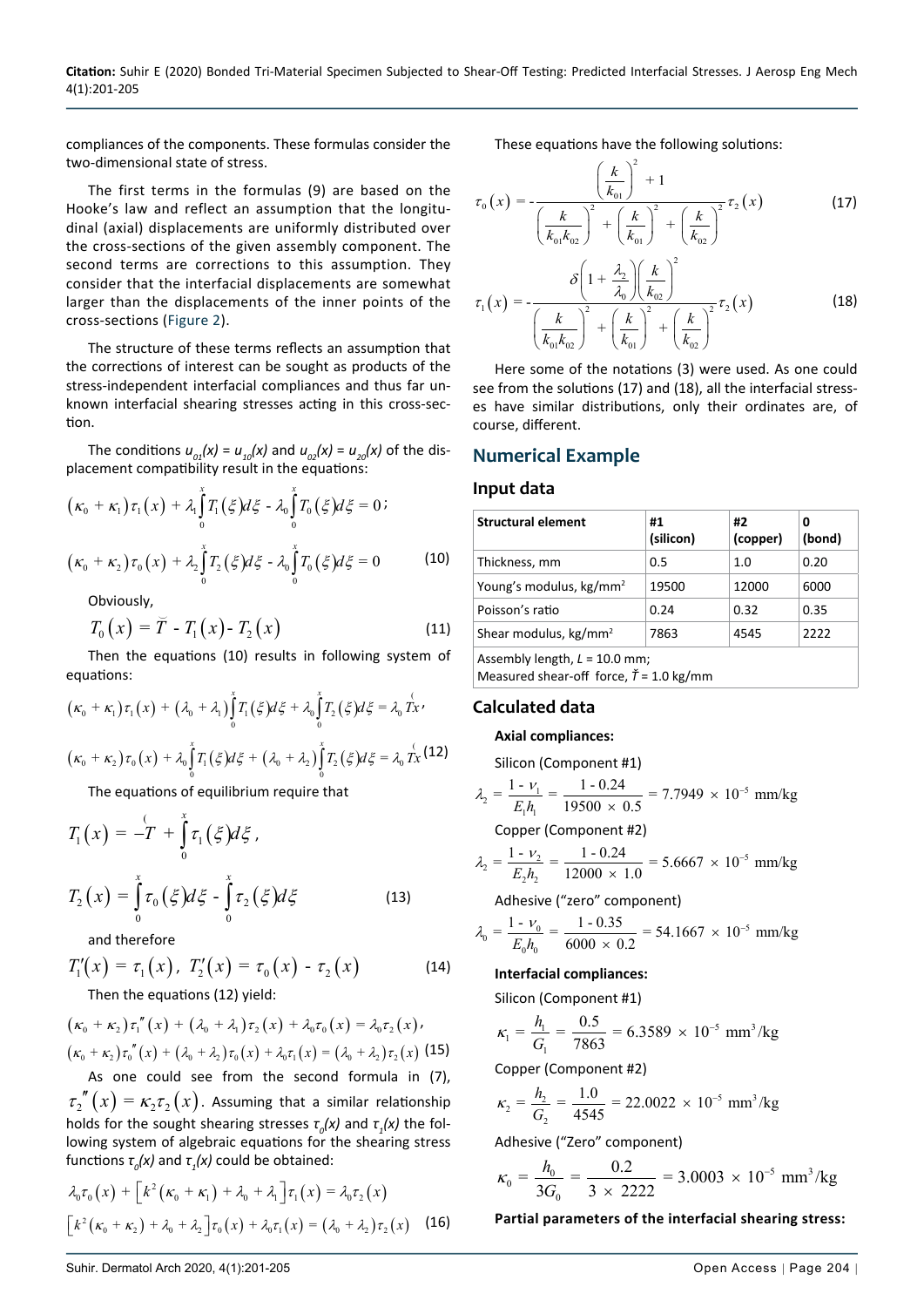compliances of the components. These formulas consider the two-dimensional state of stress.

The first terms in the formulas (9) are based on the Hooke's law and reflect an assumption that the longitudinal (axial) displacements are uniformly distributed over the cross-sections of the given assembly component. The second terms are corrections to this assumption. They consider that the interfacial displacements are somewhat larger than the displacements of the inner points of the cross-sections (Figure 2).

The structure of these terms reflects an assumption that the corrections of interest can be sought as products of the stress-independent interfacial compliances and thus far unknown interfacial shearing stresses acting in this cross-section.

The conditions $u_{01}(x) = u_{10}(x)$ and $u_{02}(x) = u_{20}(x)$ of the displacement compatibility result in the equations:

$$\left(\kappa_0 + \kappa_1\right)\tau_1(x) + \lambda_1 \int_0^x T_1(\xi)d\xi - \lambda_0 \int_0^x T_0(\xi)d\xi = 0;$$

$$\left(\kappa_0 + \kappa_2\right)\tau_0(x) + \lambda_2 \int_0^x T_2(\xi)d\xi - \lambda_0 \int_0^x T_0(\xi)d\xi = 0 \quad (10)$$

Obviously,

$$T_0(x) = \breve{T} - T_1(x) - T_2(x) \quad (11)$$

Then the equations (10) results in following system of equations:

$$\left(\kappa_0 + \kappa_1\right)\tau_1(x) + \left(\lambda_0 + \lambda_1\right)\int_0^x T_1(\xi)d\xi + \lambda_0 \int_0^x T_2(\xi)d\xi = \lambda_0 \breve{T}x,$$

$$\left(\kappa_0 + \kappa_2\right)\tau_0(x) + \lambda_0 \int_0^x T_1(\xi)d\xi + \left(\lambda_0 + \lambda_2\right)\int_0^x T_2(\xi)d\xi = \lambda_0 \breve{T}x \quad (12)$$

The equations of equilibrium require that

$$T_1(x) = -\breve{T} + \int_0^x \tau_1(\xi)d\xi,$$

$$T_2(x) = \int_0^x \tau_0(\xi)d\xi - \int_0^x \tau_2(\xi)d\xi \quad (13)$$

and therefore

$$T_1'(x) = \tau_1(x),\ T_2'(x) = \tau_0(x) - \tau_2(x) \quad (14)$$

Then the equations (12) yield:

$$\left(\kappa_0 + \kappa_2\right)\tau_1''(x) + \left(\lambda_0 + \lambda_1\right)\tau_2(x) + \lambda_0\tau_0(x) = \lambda_0\tau_2(x),$$

$$\left(\kappa_0 + \kappa_2\right)\tau_0''(x) + \left(\lambda_0 + \lambda_2\right)\tau_0(x) + \lambda_0\tau_1(x) = \left(\lambda_0 + \lambda_2\right)\tau_2(x) \quad (15)$$

As one could see from the second formula in (7), $\tau_2''(x) = \kappa_2\tau_2(x)$. Assuming that a similar relationship holds for the sought shearing stresses $\tau_0(x)$ and $\tau_1(x)$ the following system of algebraic equations for the shearing stress functions $\tau_0(x)$ and $\tau_1(x)$ could be obtained:

$$\lambda_0\tau_0(x) + \left[k^2\left(\kappa_0 + \kappa_1\right) + \lambda_0 + \lambda_1\right]\tau_1(x) = \lambda_0\tau_2(x)$$

$$\left[k^2\left(\kappa_0 + \kappa_2\right) + \lambda_0 + \lambda_2\right]\tau_0(x) + \lambda_0\tau_1(x) = \left(\lambda_0 + \lambda_2\right)\tau_2(x) \quad (16)$$

These equations have the following solutions:

$$\tau_0(x) = -\frac{\left(\frac{k}{k_{01}}\right)^2 + 1}{\left(\frac{k}{k_{01}k_{02}}\right)^2 + \left(\frac{k}{k_{01}}\right)^2 + \left(\frac{k}{k_{02}}\right)^2}\tau_2(x) \quad (17)$$

$$\tau_1(x) = -\frac{\delta\left(1 + \frac{\lambda_2}{\lambda_0}\right)\left(\frac{k}{k_{02}}\right)^2}{\left(\frac{k}{k_{01}k_{02}}\right)^2 + \left(\frac{k}{k_{01}}\right)^2 + \left(\frac{k}{k_{02}}\right)^2}\tau_2(x) \quad (18)$$

Here some of the notations (3) were used. As one could see from the solutions (17) and (18), all the interfacial stresses have similar distributions, only their ordinates are, of course, different.

## Numerical Example

### Input data

| Structural element | #1 (silicon) | #2 (copper) | 0 (bond) |
|---|---|---|---|
| Thickness, mm | 0.5 | 1.0 | 0.20 |
| Young's modulus, kg/mm² | 19500 | 12000 | 6000 |
| Poisson's ratio | 0.24 | 0.32 | 0.35 |
| Shear modulus, kg/mm² | 7863 | 4545 | 2222 |
| Assembly length, $L$ = 10.0 mm; Measured shear-off force, $\breve{T}$ = 1.0 kg/mm | | | |

### Calculated data

**Axial compliances:**

Silicon (Component #1)

$$\lambda_2 = \frac{1 - \nu_1}{E_1h_1} = \frac{1 - 0.24}{19500 \times 0.5} = 7.7949 \times 10^{-5}\ \text{mm/kg}$$

Copper (Component #2)

$$\lambda_2 = \frac{1 - \nu_2}{E_2h_2} = \frac{1 - 0.24}{12000 \times 1.0} = 5.6667 \times 10^{-5}\ \text{mm/kg}$$

Adhesive ("zero" component)

$$\lambda_0 = \frac{1 - \nu_0}{E_0h_0} = \frac{1 - 0.35}{6000 \times 0.2} = 54.1667 \times 10^{-5}\ \text{mm/kg}$$

**Interfacial compliances:**

Silicon (Component #1)

$$\kappa_1 = \frac{h_1}{G_1} = \frac{0.5}{7863} = 6.3589 \times 10^{-5}\ \text{mm}^3\text{/kg}$$

Copper (Component #2)

$$\kappa_2 = \frac{h_2}{G_2} = \frac{1.0}{4545} = 22.0022 \times 10^{-5}\ \text{mm}^3\text{/kg}$$

Adhesive ("Zero" component)

$$\kappa_0 = \frac{h_0}{3G_0} = \frac{0.2}{3 \times 2222} = 3.0003 \times 10^{-5}\ \text{mm}^3\text{/kg}$$

**Partial parameters of the interfacial shearing stress:**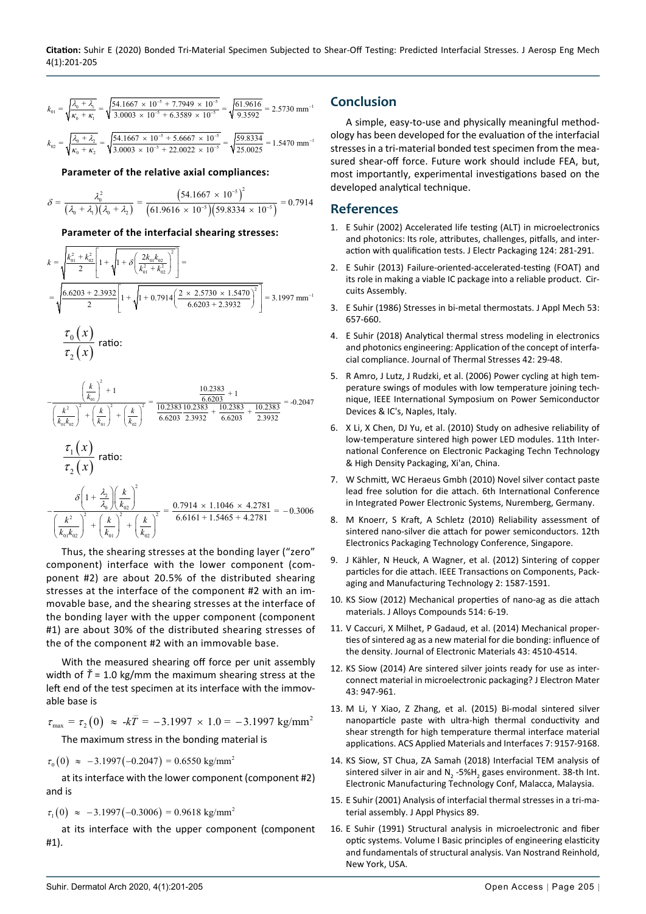$$k_{01} = \sqrt{\frac{\lambda_0 + \lambda_1}{\kappa_0 + \kappa_1}} = \sqrt{\frac{54.1667 \times 10^{-5} + 7.7949 \times 10^{-5}}{3.0003 \times 10^{-5} + 6.3589 \times 10^{-5}}} = \sqrt{\frac{61.9616}{9.3592}} = 2.5730 \text{ mm}^{-1}$$

$$k_{02} = \sqrt{\frac{\lambda_0 + \lambda_2}{\kappa_0 + \kappa_2}} = \sqrt{\frac{54.1667 \times 10^{-5} + 5.6667 \times 10^{-5}}{3.0003 \times 10^{-5} + 22.0022 \times 10^{-5}}} = \sqrt{\frac{59.8334}{25.0025}} = 1.5470 \text{ mm}^{-1}$$

**Parameter of the relative axial compliances:**

$$\delta = \frac{\lambda_0^2}{(\lambda_0 + \lambda_1)(\lambda_0 + \lambda_2)} = \frac{\left(54.1667 \times 10^{-5}\right)^2}{\left(61.9616 \times 10^{-5}\right)\left(59.8334 \times 10^{-5}\right)} = 0.7914$$

**Parameter of the interfacial shearing stresses:**

$$k = \sqrt{\frac{k_{01}^2 + k_{02}^2}{2}\left[1 + \sqrt{1 + \delta\left(\frac{2k_{01}k_{02}}{k_{01}^2 + k_{02}^2}\right)^2}\right]} =$$

$$= \sqrt{\frac{6.6203 + 2.3932}{2}\left[1 + \sqrt{1 + 0.7914\left(\frac{2 \times 2.5730 \times 1.5470}{6.6203 + 2.3932}\right)^2}\right]} = 3.1997 \text{ mm}^{-1}$$

$\dfrac{\tau_0(x)}{\tau_2(x)}$ ratio:

$$-\frac{\left(\frac{k}{k_{01}}\right)^2 + 1}{\left(\frac{k^2}{k_{01}k_{02}}\right)^2 + \left(\frac{k}{k_{01}}\right)^2 + \left(\frac{k}{k_{02}}\right)^2} = \frac{\frac{10.2383}{6.6203} + 1}{\frac{10.2383}{6.6203}\frac{10.2383}{2.3932} + \frac{10.2383}{6.6203} + \frac{10.2383}{2.3932}} = -0.2047$$

$\dfrac{\tau_1(x)}{\tau_2(x)}$ ratio:

$$-\frac{\delta\left(1 + \frac{\lambda_2}{\lambda_0}\right)\left(\frac{k}{k_{02}}\right)^2}{\left(\frac{k^2}{k_{01}k_{02}}\right)^2 + \left(\frac{k}{k_{01}}\right)^2 + \left(\frac{k}{k_{02}}\right)^2} = \frac{0.7914 \times 1.1046 \times 4.2781}{6.6161 + 1.5465 + 4.2781} = -0.3006$$

Thus, the shearing stresses at the bonding layer ("zero" component) interface with the lower component (component #2) are about 20.5% of the distributed shearing stresses at the interface of the component #2 with an immovable base, and the shearing stresses at the interface of the bonding layer with the upper component (component #1) are about 30% of the distributed shearing stresses of the of the component #2 with an immovable base.

With the measured shearing off force per unit assembly width of $\breve{T}$ = 1.0 kg/mm the maximum shearing stress at the left end of the test specimen at its interface with the immovable base is

$$\tau_{\max} = \tau_2(0) \approx -k\breve{T} = -3.1997 \times 1.0 = -3.1997 \text{ kg/mm}^2$$

The maximum stress in the bonding material is

$$\tau_0(0) \approx -3.1997(-0.2047) = 0.6550 \text{ kg/mm}^2$$

at its interface with the lower component (component #2) and is

$$\tau_1(0) \approx -3.1997(-0.3006) = 0.9618 \text{ kg/mm}^2$$

at its interface with the upper component (component #1).

## Conclusion

A simple, easy-to-use and physically meaningful methodology has been developed for the evaluation of the interfacial stresses in a tri-material bonded test specimen from the measured shear-off force. Future work should include FEA, but, most importantly, experimental investigations based on the developed analytical technique.

## References

1. E Suhir (2002) Accelerated life testing (ALT) in microelectronics and photonics: Its role, attributes, challenges, pitfalls, and interaction with qualification tests. J Electr Packaging 124: 281-291.
2. E Suhir (2013) Failure-oriented-accelerated-testing (FOAT) and its role in making a viable IC package into a reliable product. Circuits Assembly.
3. E Suhir (1986) Stresses in bi-metal thermostats. J Appl Mech 53: 657-660.
4. E Suhir (2018) Analytical thermal stress modeling in electronics and photonics engineering: Application of the concept of interfacial compliance. Journal of Thermal Stresses 42: 29-48.
5. R Amro, J Lutz, J Rudzki, et al. (2006) Power cycling at high temperature swings of modules with low temperature joining technique, IEEE International Symposium on Power Semiconductor Devices & IC's, Naples, Italy.
6. X Li, X Chen, DJ Yu, et al. (2010) Study on adhesive reliability of low-temperature sintered high power LED modules. 11th International Conference on Electronic Packaging Techn Technology & High Density Packaging, Xi'an, China.
7. W Schmitt, WC Heraeus Gmbh (2010) Novel silver contact paste lead free solution for die attach. 6th International Conference in Integrated Power Electronic Systems, Nuremberg, Germany.
8. M Knoerr, S Kraft, A Schletz (2010) Reliability assessment of sintered nano-silver die attach for power semiconductors. 12th Electronics Packaging Technology Conference, Singapore.
9. J Kähler, N Heuck, A Wagner, et al. (2012) Sintering of copper particles for die attach. IEEE Transactions on Components, Packaging and Manufacturing Technology 2: 1587-1591.
10. KS Siow (2012) Mechanical properties of nano-ag as die attach materials. J Alloys Compounds 514: 6-19.
11. V Caccuri, X Milhet, P Gadaud, et al. (2014) Mechanical properties of sintered ag as a new material for die bonding: influence of the density. Journal of Electronic Materials 43: 4510-4514.
12. KS Siow (2014) Are sintered silver joints ready for use as interconnect material in microelectronic packaging? J Electron Mater 43: 947-961.
13. M Li, Y Xiao, Z Zhang, et al. (2015) Bi-modal sintered silver nanoparticle paste with ultra-high thermal conductivity and shear strength for high temperature thermal interface material applications. ACS Applied Materials and Interfaces 7: 9157-9168.
14. KS Siow, ST Chua, ZA Samah (2018) Interfacial TEM analysis of sintered silver in air and $N_2$ -5%$H_2$ gases environment. 38-th Int. Electronic Manufacturing Technology Conf, Malacca, Malaysia.
15. E Suhir (2001) Analysis of interfacial thermal stresses in a tri-material assembly. J Appl Physics 89.
16. E Suhir (1991) Structural analysis in microelectronic and fiber optic systems. Volume I Basic principles of engineering elasticity and fundamentals of structural analysis. Van Nostrand Reinhold, New York, USA.